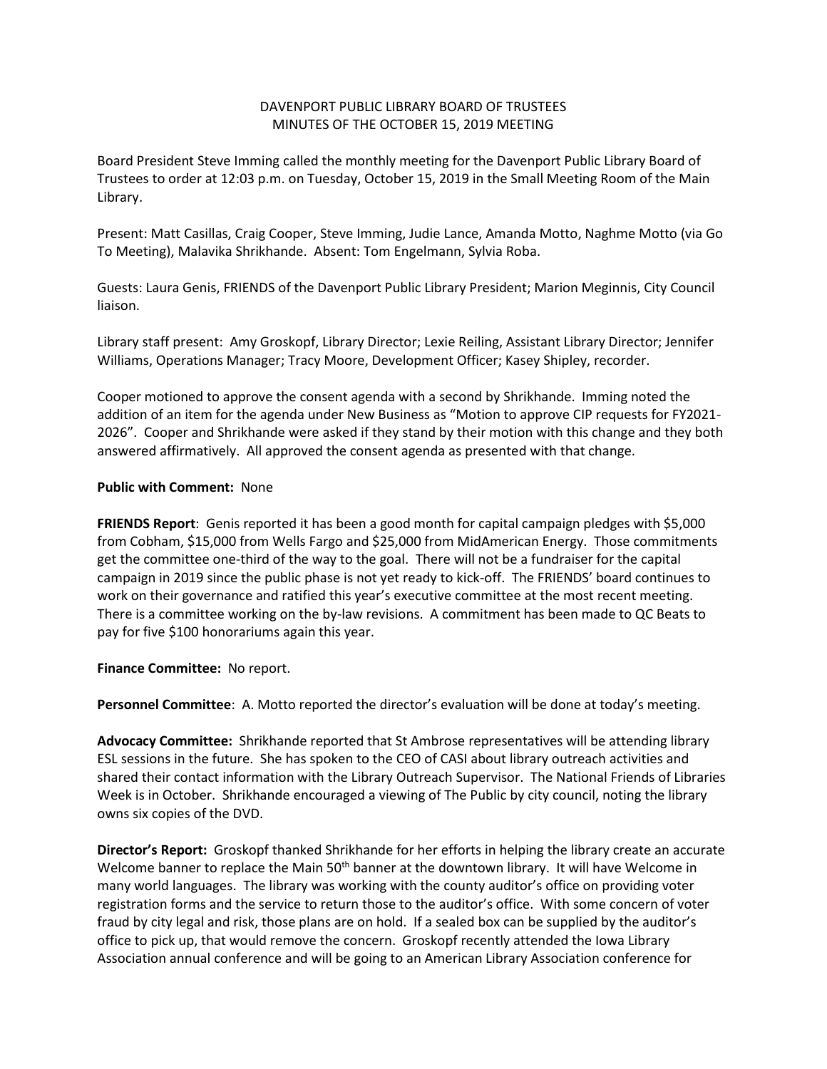DAVENPORT PUBLIC LIBRARY BOARD OF TRUSTEES
MINUTES OF THE OCTOBER 15, 2019 MEETING

Board President Steve Imming called the monthly meeting for the Davenport Public Library Board of Trustees to order at 12:03 p.m. on Tuesday, October 15, 2019 in the Small Meeting Room of the Main Library.

Present: Matt Casillas, Craig Cooper, Steve Imming, Judie Lance, Amanda Motto, Naghme Motto (via Go To Meeting), Malavika Shrikhande. Absent: Tom Engelmann, Sylvia Roba.

Guests: Laura Genis, FRIENDS of the Davenport Public Library President; Marion Meginnis, City Council liaison.

Library staff present: Amy Groskopf, Library Director; Lexie Reiling, Assistant Library Director; Jennifer Williams, Operations Manager; Tracy Moore, Development Officer; Kasey Shipley, recorder.

Cooper motioned to approve the consent agenda with a second by Shrikhande. Imming noted the addition of an item for the agenda under New Business as "Motion to approve CIP requests for FY2021-2026". Cooper and Shrikhande were asked if they stand by their motion with this change and they both answered affirmatively. All approved the consent agenda as presented with that change.

**Public with Comment:** None

**FRIENDS Report**: Genis reported it has been a good month for capital campaign pledges with $5,000 from Cobham, $15,000 from Wells Fargo and $25,000 from MidAmerican Energy. Those commitments get the committee one-third of the way to the goal. There will not be a fundraiser for the capital campaign in 2019 since the public phase is not yet ready to kick-off. The FRIENDS' board continues to work on their governance and ratified this year's executive committee at the most recent meeting. There is a committee working on the by-law revisions. A commitment has been made to QC Beats to pay for five $100 honorariums again this year.

**Finance Committee:** No report.

**Personnel Committee**: A. Motto reported the director's evaluation will be done at today's meeting.

**Advocacy Committee:** Shrikhande reported that St Ambrose representatives will be attending library ESL sessions in the future. She has spoken to the CEO of CASI about library outreach activities and shared their contact information with the Library Outreach Supervisor. The National Friends of Libraries Week is in October. Shrikhande encouraged a viewing of The Public by city council, noting the library owns six copies of the DVD.

**Director's Report:** Groskopf thanked Shrikhande for her efforts in helping the library create an accurate Welcome banner to replace the Main 50th banner at the downtown library. It will have Welcome in many world languages. The library was working with the county auditor's office on providing voter registration forms and the service to return those to the auditor's office. With some concern of voter fraud by city legal and risk, those plans are on hold. If a sealed box can be supplied by the auditor's office to pick up, that would remove the concern. Groskopf recently attended the Iowa Library Association annual conference and will be going to an American Library Association conference for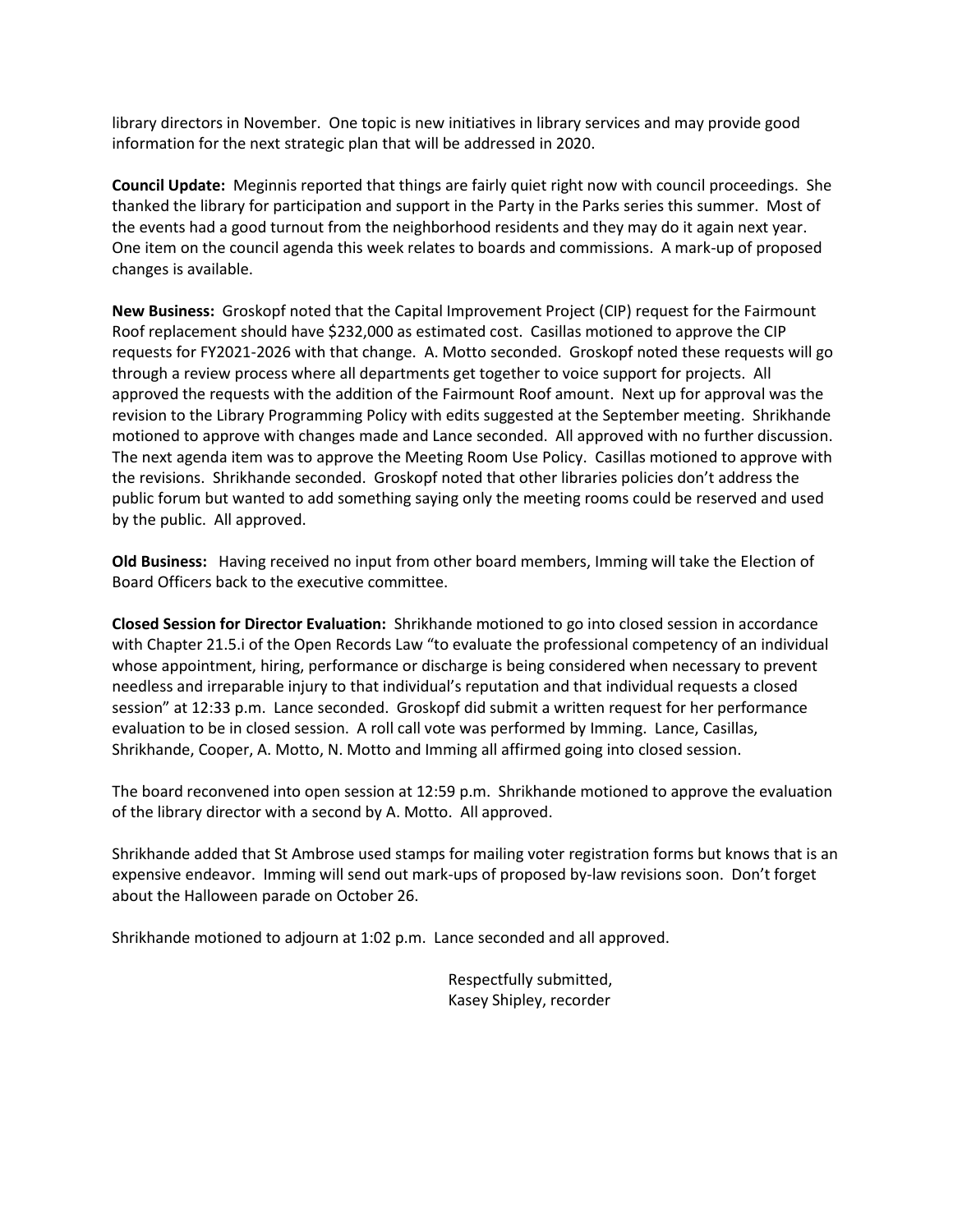library directors in November. One topic is new initiatives in library services and may provide good information for the next strategic plan that will be addressed in 2020.

**Council Update:** Meginnis reported that things are fairly quiet right now with council proceedings. She thanked the library for participation and support in the Party in the Parks series this summer. Most of the events had a good turnout from the neighborhood residents and they may do it again next year. One item on the council agenda this week relates to boards and commissions. A mark-up of proposed changes is available.

**New Business:** Groskopf noted that the Capital Improvement Project (CIP) request for the Fairmount Roof replacement should have $232,000 as estimated cost. Casillas motioned to approve the CIP requests for FY2021-2026 with that change. A. Motto seconded. Groskopf noted these requests will go through a review process where all departments get together to voice support for projects. All approved the requests with the addition of the Fairmount Roof amount. Next up for approval was the revision to the Library Programming Policy with edits suggested at the September meeting. Shrikhande motioned to approve with changes made and Lance seconded. All approved with no further discussion. The next agenda item was to approve the Meeting Room Use Policy. Casillas motioned to approve with the revisions. Shrikhande seconded. Groskopf noted that other libraries policies don't address the public forum but wanted to add something saying only the meeting rooms could be reserved and used by the public. All approved.

**Old Business:** Having received no input from other board members, Imming will take the Election of Board Officers back to the executive committee.

**Closed Session for Director Evaluation:** Shrikhande motioned to go into closed session in accordance with Chapter 21.5.i of the Open Records Law "to evaluate the professional competency of an individual whose appointment, hiring, performance or discharge is being considered when necessary to prevent needless and irreparable injury to that individual's reputation and that individual requests a closed session" at 12:33 p.m. Lance seconded. Groskopf did submit a written request for her performance evaluation to be in closed session. A roll call vote was performed by Imming. Lance, Casillas, Shrikhande, Cooper, A. Motto, N. Motto and Imming all affirmed going into closed session.

The board reconvened into open session at 12:59 p.m. Shrikhande motioned to approve the evaluation of the library director with a second by A. Motto. All approved.

Shrikhande added that St Ambrose used stamps for mailing voter registration forms but knows that is an expensive endeavor. Imming will send out mark-ups of proposed by-law revisions soon. Don't forget about the Halloween parade on October 26.

Shrikhande motioned to adjourn at 1:02 p.m. Lance seconded and all approved.

Respectfully submitted,
Kasey Shipley, recorder